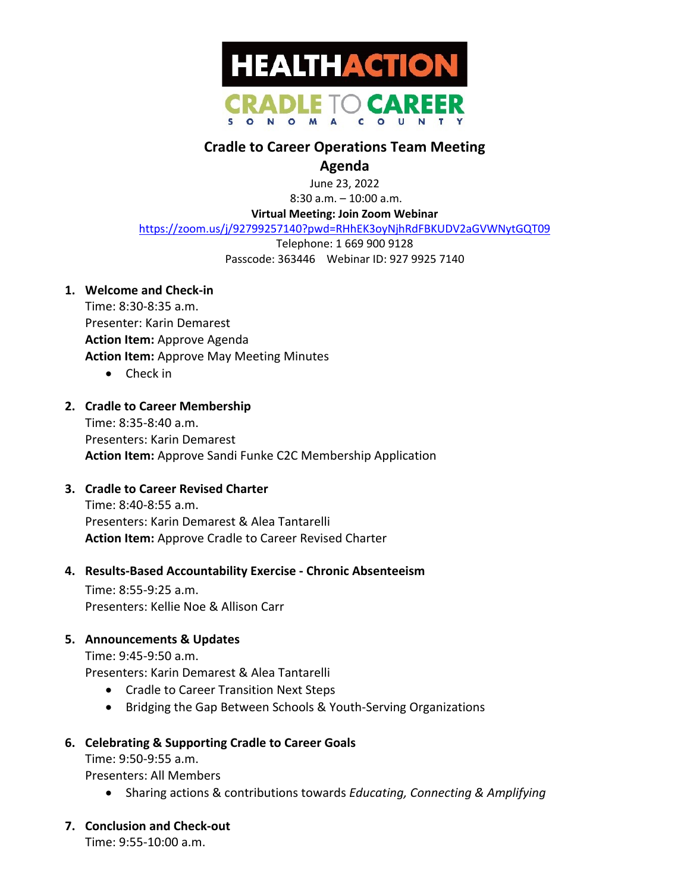HEALTHACTION

CRADLE TO CAREER
SONOMA COUNTY

# Cradle to Career Operations Team Meeting
## Agenda

June 23, 2022
8:30 a.m. – 10:00 a.m.
**Virtual Meeting: Join Zoom Webinar**
https://zoom.us/j/92799257140?pwd=RHhEK3oyNjhRdFBKUDV2aGVWNytGQT09
Telephone: 1 669 900 9128
Passcode: 363446 Webinar ID: 927 9925 7140

1. **Welcome and Check-in**
   Time: 8:30-8:35 a.m.
   Presenter: Karin Demarest
   **Action Item:** Approve Agenda
   **Action Item:** Approve May Meeting Minutes
   - Check in

2. **Cradle to Career Membership**
   Time: 8:35-8:40 a.m.
   Presenters: Karin Demarest
   **Action Item:** Approve Sandi Funke C2C Membership Application

3. **Cradle to Career Revised Charter**
   Time: 8:40-8:55 a.m.
   Presenters: Karin Demarest & Alea Tantarelli
   **Action Item:** Approve Cradle to Career Revised Charter

4. **Results-Based Accountability Exercise - Chronic Absenteeism**
   Time: 8:55-9:25 a.m.
   Presenters: Kellie Noe & Allison Carr

5. **Announcements & Updates**
   Time: 9:45-9:50 a.m.
   Presenters: Karin Demarest & Alea Tantarelli
   - Cradle to Career Transition Next Steps
   - Bridging the Gap Between Schools & Youth-Serving Organizations

6. **Celebrating & Supporting Cradle to Career Goals**
   Time: 9:50-9:55 a.m.
   Presenters: All Members
   - Sharing actions & contributions towards *Educating, Connecting & Amplifying*

7. **Conclusion and Check-out**
   Time: 9:55-10:00 a.m.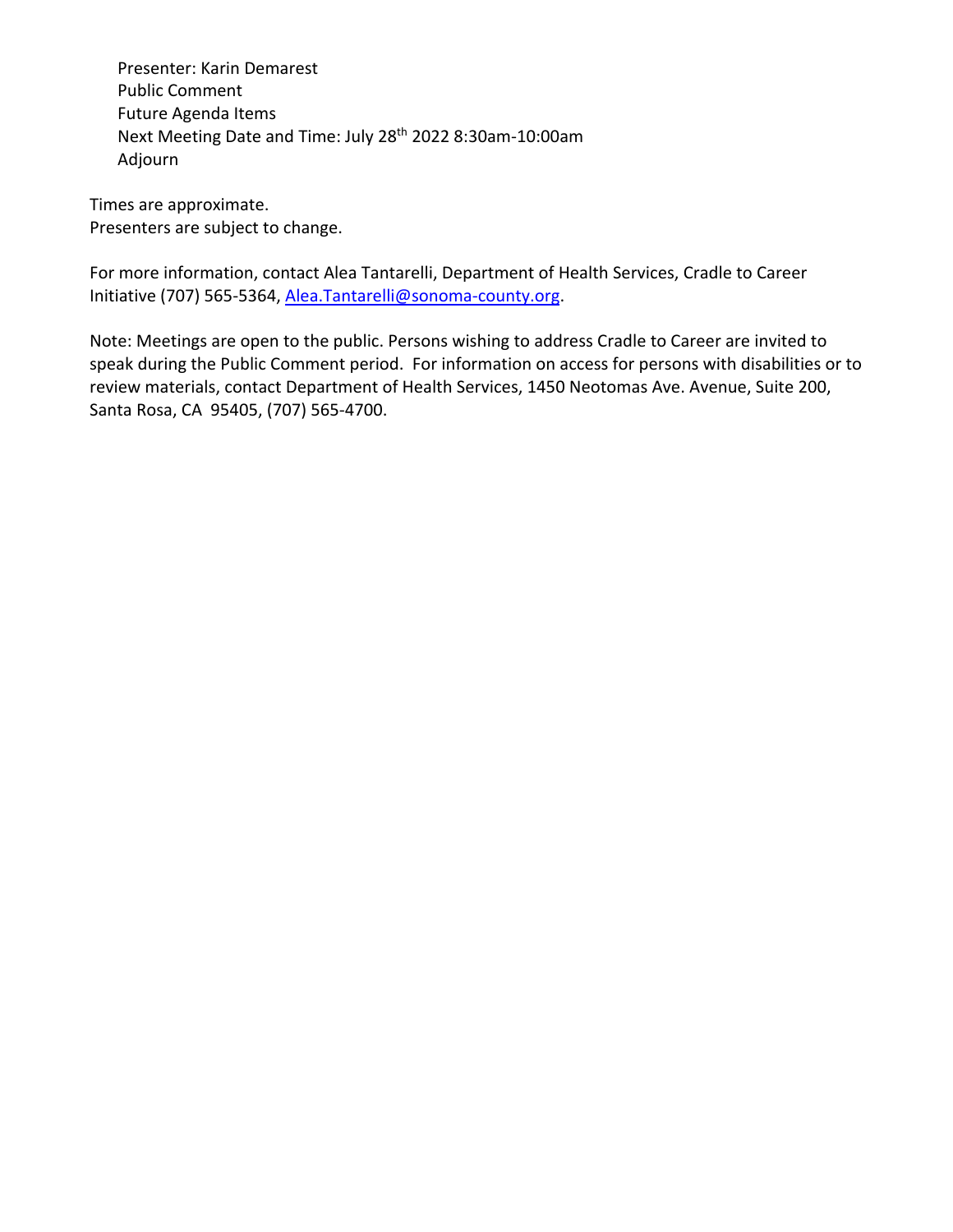Presenter: Karin Demarest
Public Comment
Future Agenda Items
Next Meeting Date and Time: July 28th 2022 8:30am-10:00am
Adjourn

Times are approximate.
Presenters are subject to change.

For more information, contact Alea Tantarelli, Department of Health Services, Cradle to Career Initiative (707) 565-5364, Alea.Tantarelli@sonoma-county.org.

Note: Meetings are open to the public. Persons wishing to address Cradle to Career are invited to speak during the Public Comment period. For information on access for persons with disabilities or to review materials, contact Department of Health Services, 1450 Neotomas Ave. Avenue, Suite 200, Santa Rosa, CA 95405, (707) 565-4700.